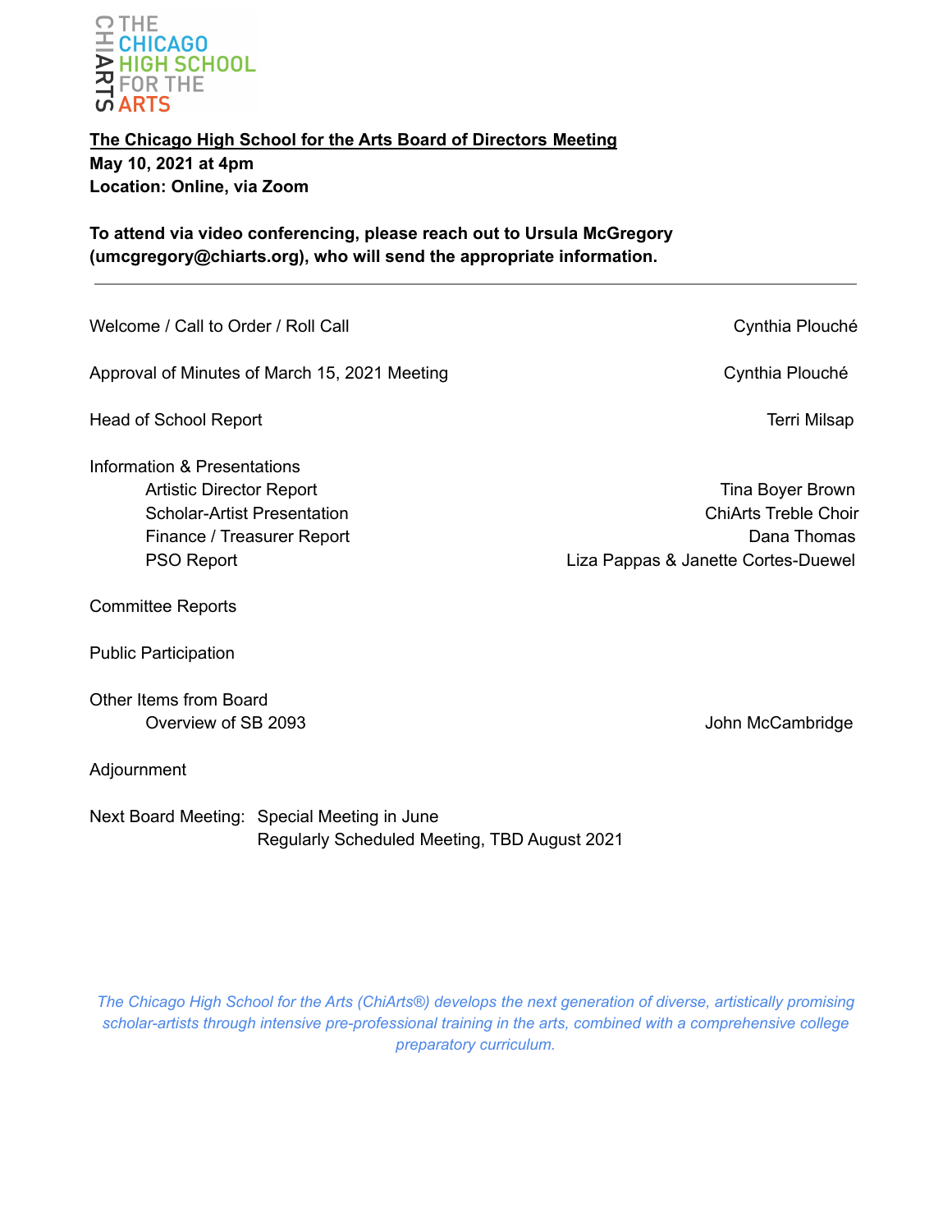THE CHICAGO HIGH SCHOOL FOR THE ARTS

**<u>The Chicago High School for the Arts Board of Directors Meeting</u>**
**May 10, 2021 at 4pm**
**Location: Online, via Zoom**

**To attend via video conferencing, please reach out to Ursula McGregory (umcgregory@chiarts.org), who will send the appropriate information.**

---

Welcome / Call to Order / Roll Call — Cynthia Plouché

Approval of Minutes of March 15, 2021 Meeting — Cynthia Plouché

Head of School Report — Terri Milsap

Information & Presentations
- Artistic Director Report — Tina Boyer Brown
- Scholar-Artist Presentation — ChiArts Treble Choir
- Finance / Treasurer Report — Dana Thomas
- PSO Report — Liza Pappas & Janette Cortes-Duewel

Committee Reports

Public Participation

Other Items from Board
- Overview of SB 2093 — John McCambridge

Adjournment

Next Board Meeting: Special Meeting in June
Regularly Scheduled Meeting, TBD August 2021

*The Chicago High School for the Arts (ChiArts®) develops the next generation of diverse, artistically promising scholar-artists through intensive pre-professional training in the arts, combined with a comprehensive college preparatory curriculum.*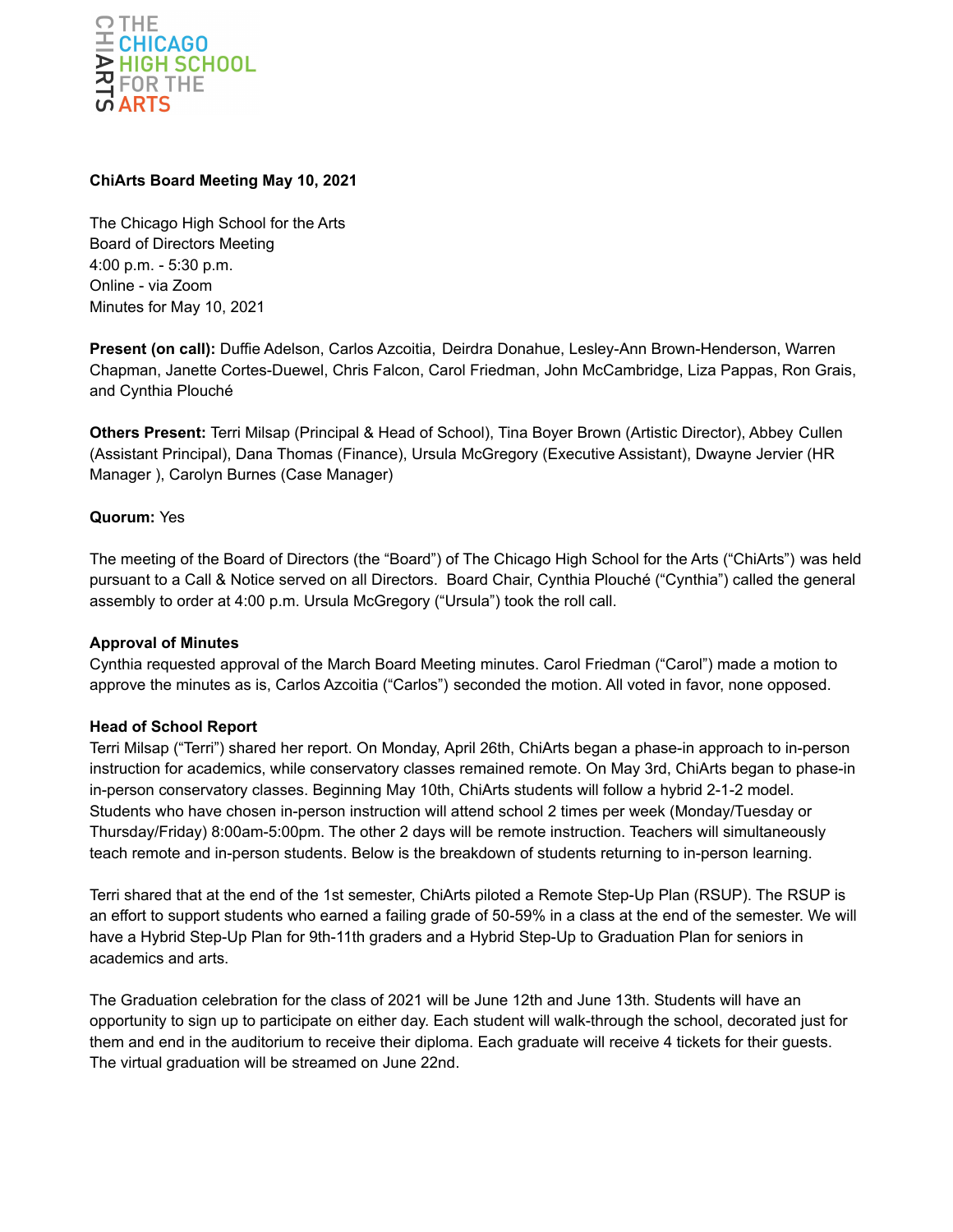THE CHICAGO HIGH SCHOOL FOR THE ARTS

**ChiArts Board Meeting May 10, 2021**

The Chicago High School for the Arts
Board of Directors Meeting
4:00 p.m. - 5:30 p.m.
Online - via Zoom
Minutes for May 10, 2021

**Present (on call):** Duffie Adelson, Carlos Azcoitia, Deirdra Donahue, Lesley-Ann Brown-Henderson, Warren Chapman, Janette Cortes-Duewel, Chris Falcon, Carol Friedman, John McCambridge, Liza Pappas, Ron Grais, and Cynthia Plouché

**Others Present:** Terri Milsap (Principal & Head of School), Tina Boyer Brown (Artistic Director), Abbey Cullen (Assistant Principal), Dana Thomas (Finance), Ursula McGregory (Executive Assistant), Dwayne Jervier (HR Manager ), Carolyn Burnes (Case Manager)

**Quorum:** Yes

The meeting of the Board of Directors (the "Board") of The Chicago High School for the Arts ("ChiArts") was held pursuant to a Call & Notice served on all Directors. Board Chair, Cynthia Plouché ("Cynthia") called the general assembly to order at 4:00 p.m. Ursula McGregory ("Ursula") took the roll call.

**Approval of Minutes**

Cynthia requested approval of the March Board Meeting minutes. Carol Friedman ("Carol") made a motion to approve the minutes as is, Carlos Azcoitia ("Carlos") seconded the motion. All voted in favor, none opposed.

**Head of School Report**

Terri Milsap ("Terri") shared her report. On Monday, April 26th, ChiArts began a phase-in approach to in-person instruction for academics, while conservatory classes remained remote. On May 3rd, ChiArts began to phase-in in-person conservatory classes. Beginning May 10th, ChiArts students will follow a hybrid 2-1-2 model. Students who have chosen in-person instruction will attend school 2 times per week (Monday/Tuesday or Thursday/Friday) 8:00am-5:00pm. The other 2 days will be remote instruction. Teachers will simultaneously teach remote and in-person students. Below is the breakdown of students returning to in-person learning.

Terri shared that at the end of the 1st semester, ChiArts piloted a Remote Step-Up Plan (RSUP). The RSUP is an effort to support students who earned a failing grade of 50-59% in a class at the end of the semester. We will have a Hybrid Step-Up Plan for 9th-11th graders and a Hybrid Step-Up to Graduation Plan for seniors in academics and arts.

The Graduation celebration for the class of 2021 will be June 12th and June 13th. Students will have an opportunity to sign up to participate on either day. Each student will walk-through the school, decorated just for them and end in the auditorium to receive their diploma. Each graduate will receive 4 tickets for their guests. The virtual graduation will be streamed on June 22nd.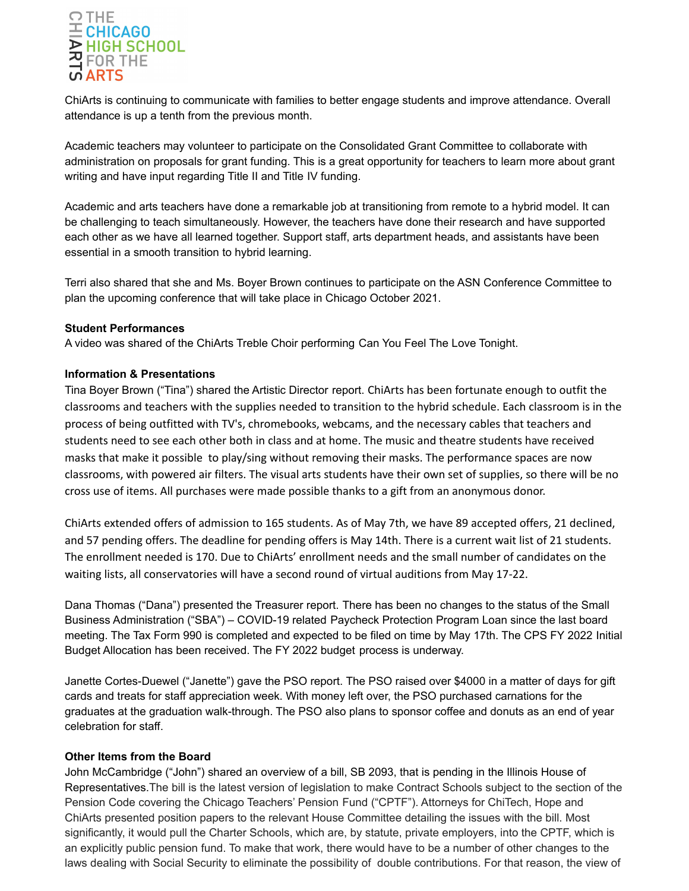ChiArts is continuing to communicate with families to better engage students and improve attendance. Overall attendance is up a tenth from the previous month.

Academic teachers may volunteer to participate on the Consolidated Grant Committee to collaborate with administration on proposals for grant funding. This is a great opportunity for teachers to learn more about grant writing and have input regarding Title II and Title IV funding.

Academic and arts teachers have done a remarkable job at transitioning from remote to a hybrid model. It can be challenging to teach simultaneously. However, the teachers have done their research and have supported each other as we have all learned together. Support staff, arts department heads, and assistants have been essential in a smooth transition to hybrid learning.

Terri also shared that she and Ms. Boyer Brown continues to participate on the ASN Conference Committee to plan the upcoming conference that will take place in Chicago October 2021.

**Student Performances**

A video was shared of the ChiArts Treble Choir performing Can You Feel The Love Tonight.

**Information & Presentations**

Tina Boyer Brown ("Tina") shared the Artistic Director report. ChiArts has been fortunate enough to outfit the classrooms and teachers with the supplies needed to transition to the hybrid schedule. Each classroom is in the process of being outfitted with TV's, chromebooks, webcams, and the necessary cables that teachers and students need to see each other both in class and at home. The music and theatre students have received masks that make it possible to play/sing without removing their masks. The performance spaces are now classrooms, with powered air filters. The visual arts students have their own set of supplies, so there will be no cross use of items. All purchases were made possible thanks to a gift from an anonymous donor.

ChiArts extended offers of admission to 165 students. As of May 7th, we have 89 accepted offers, 21 declined, and 57 pending offers. The deadline for pending offers is May 14th. There is a current wait list of 21 students. The enrollment needed is 170. Due to ChiArts' enrollment needs and the small number of candidates on the waiting lists, all conservatories will have a second round of virtual auditions from May 17-22.

Dana Thomas ("Dana") presented the Treasurer report. There has been no changes to the status of the Small Business Administration ("SBA") – COVID-19 related Paycheck Protection Program Loan since the last board meeting. The Tax Form 990 is completed and expected to be filed on time by May 17th. The CPS FY 2022 Initial Budget Allocation has been received. The FY 2022 budget process is underway.

Janette Cortes-Duewel ("Janette") gave the PSO report. The PSO raised over $4000 in a matter of days for gift cards and treats for staff appreciation week. With money left over, the PSO purchased carnations for the graduates at the graduation walk-through. The PSO also plans to sponsor coffee and donuts as an end of year celebration for staff.

**Other Items from the Board**

John McCambridge ("John") shared an overview of a bill, SB 2093, that is pending in the Illinois House of Representatives.The bill is the latest version of legislation to make Contract Schools subject to the section of the Pension Code covering the Chicago Teachers' Pension Fund ("CPTF"). Attorneys for ChiTech, Hope and ChiArts presented position papers to the relevant House Committee detailing the issues with the bill. Most significantly, it would pull the Charter Schools, which are, by statute, private employers, into the CPTF, which is an explicitly public pension fund. To make that work, there would have to be a number of other changes to the laws dealing with Social Security to eliminate the possibility of double contributions. For that reason, the view of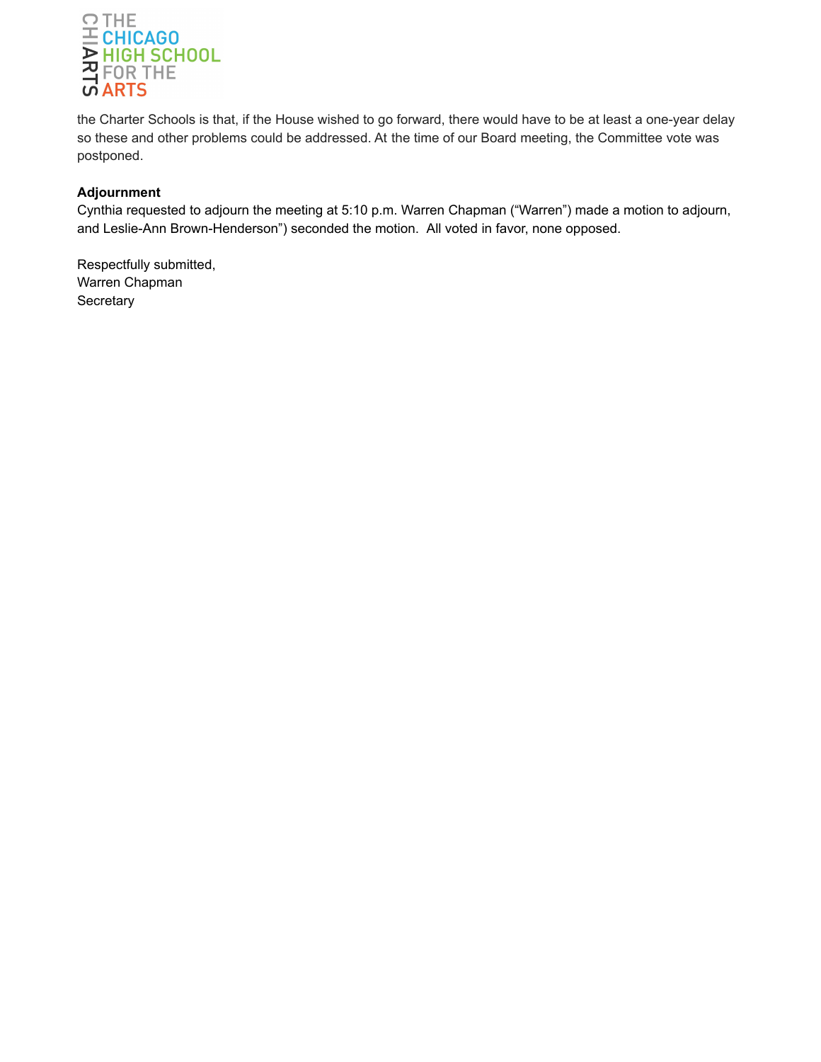the Charter Schools is that, if the House wished to go forward, there would have to be at least a one-year delay so these and other problems could be addressed. At the time of our Board meeting, the Committee vote was postponed.

**Adjournment**

Cynthia requested to adjourn the meeting at 5:10 p.m. Warren Chapman (“Warren”) made a motion to adjourn, and Leslie-Ann Brown-Henderson”) seconded the motion. All voted in favor, none opposed.

Respectfully submitted,
Warren Chapman
Secretary